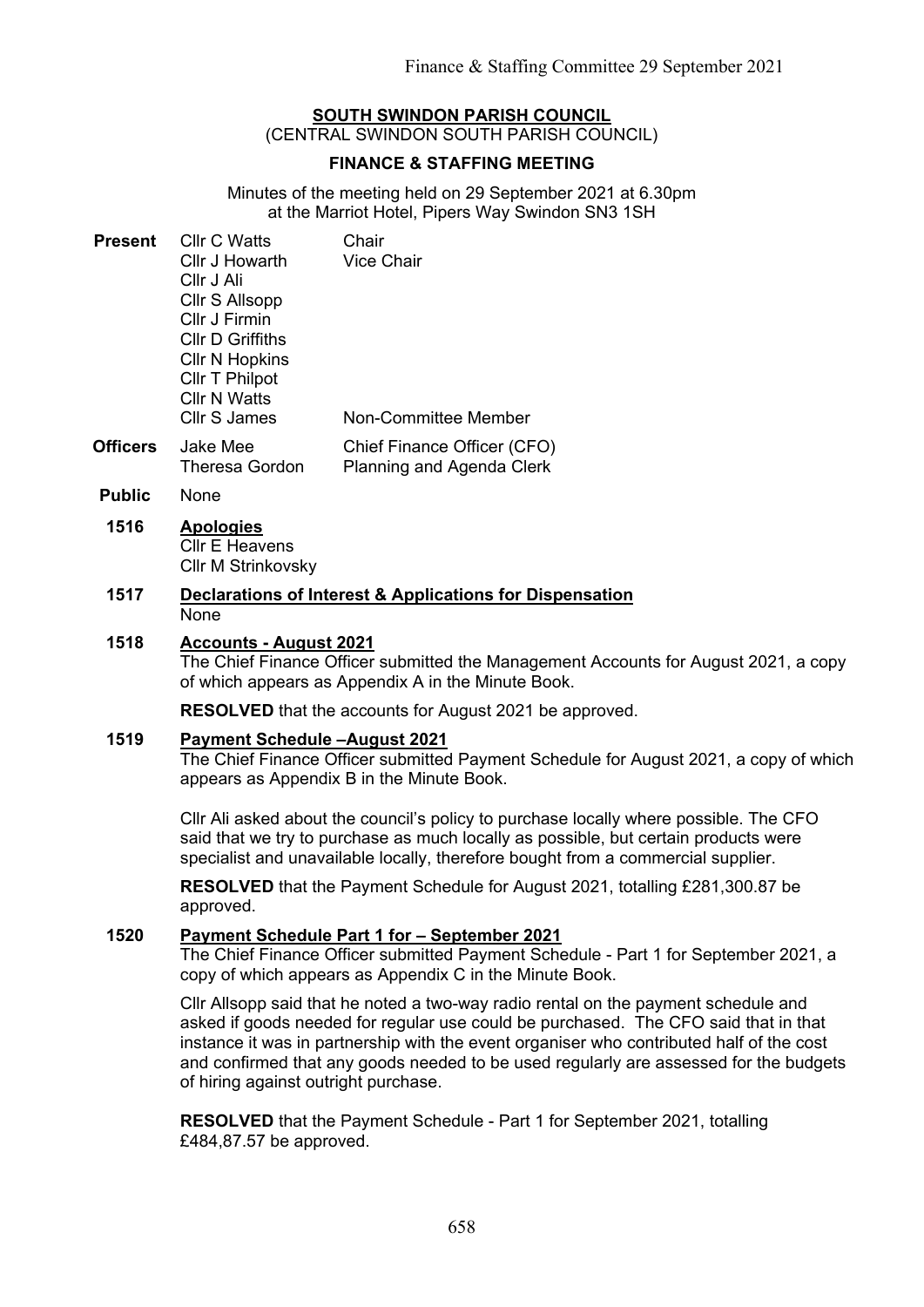**SOUTH SWINDON PARISH COUNCIL**
(CENTRAL SWINDON SOUTH PARISH COUNCIL)

**FINANCE & STAFFING MEETING**

Minutes of the meeting held on 29 September 2021 at 6.30pm
at the Marriot Hotel, Pipers Way Swindon SN3 1SH

| | | |
|---|---|---|
| **Present** | Cllr C Watts | Chair |
| | Cllr J Howarth | Vice Chair |
| | Cllr J Ali | |
| | Cllr S Allsopp | |
| | Cllr J Firmin | |
| | Cllr D Griffiths | |
| | Cllr N Hopkins | |
| | Cllr T Philpot | |
| | Cllr N Watts | |
| | Cllr S James | Non-Committee Member |
| **Officers** | Jake Mee | Chief Finance Officer (CFO) |
| | Theresa Gordon | Planning and Agenda Clerk |
| **Public** | None | |

**1516 Apologies**

Cllr E Heavens
Cllr M Strinkovsky

**1517 Declarations of Interest & Applications for Dispensation**

None

**1518 Accounts - August 2021**

The Chief Finance Officer submitted the Management Accounts for August 2021, a copy of which appears as Appendix A in the Minute Book.

**RESOLVED** that the accounts for August 2021 be approved.

**1519 Payment Schedule –August 2021**

The Chief Finance Officer submitted Payment Schedule for August 2021, a copy of which appears as Appendix B in the Minute Book.

Cllr Ali asked about the council's policy to purchase locally where possible. The CFO said that we try to purchase as much locally as possible, but certain products were specialist and unavailable locally, therefore bought from a commercial supplier.

**RESOLVED** that the Payment Schedule for August 2021, totalling £281,300.87 be approved.

**1520 Payment Schedule Part 1 for – September 2021**

The Chief Finance Officer submitted Payment Schedule - Part 1 for September 2021, a copy of which appears as Appendix C in the Minute Book.

Cllr Allsopp said that he noted a two-way radio rental on the payment schedule and asked if goods needed for regular use could be purchased. The CFO said that in that instance it was in partnership with the event organiser who contributed half of the cost and confirmed that any goods needed to be used regularly are assessed for the budgets of hiring against outright purchase.

**RESOLVED** that the Payment Schedule - Part 1 for September 2021, totalling £484,87.57 be approved.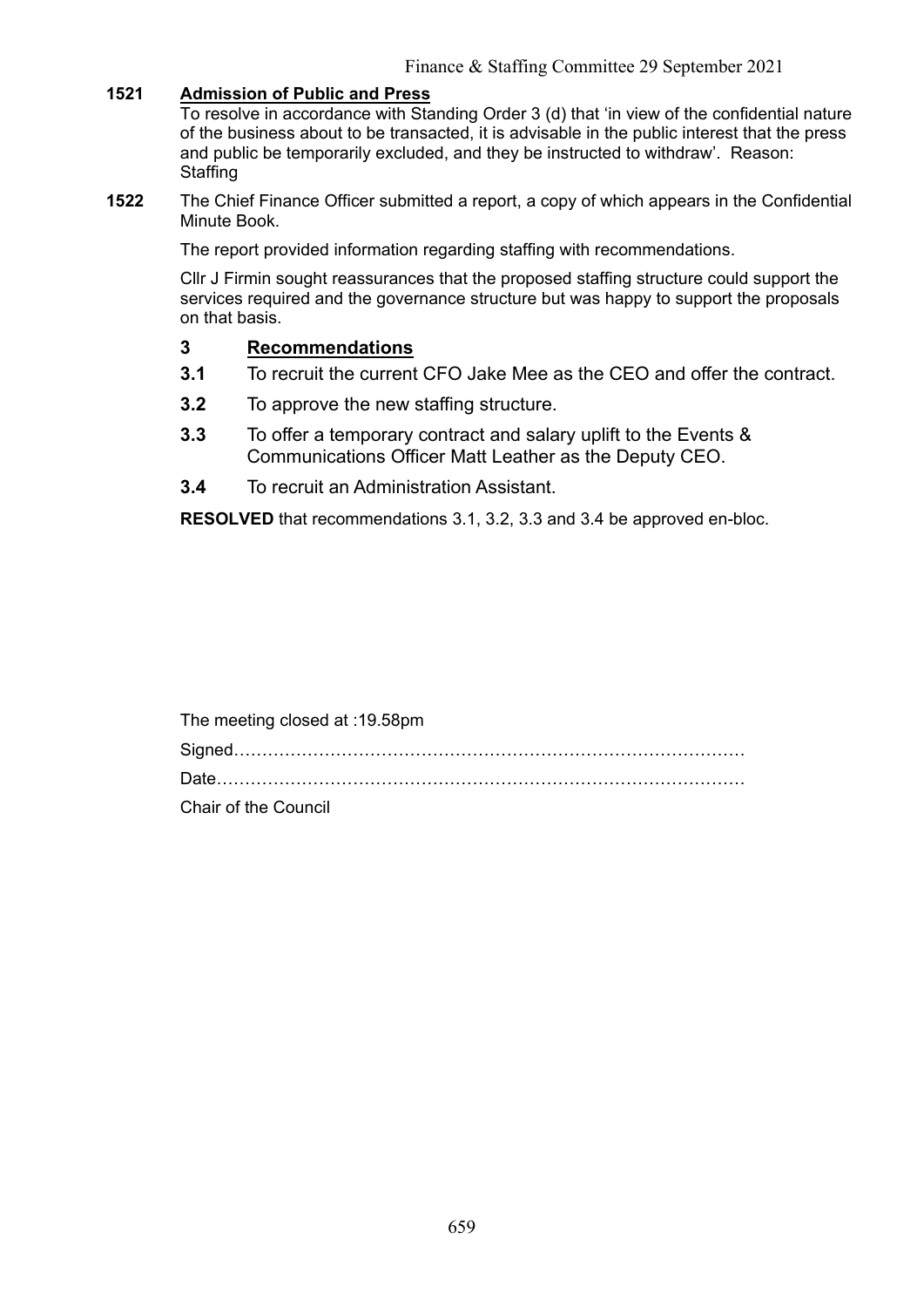**1521 Admission of Public and Press**

To resolve in accordance with Standing Order 3 (d) that 'in view of the confidential nature of the business about to be transacted, it is advisable in the public interest that the press and public be temporarily excluded, and they be instructed to withdraw'. Reason: Staffing

**1522** The Chief Finance Officer submitted a report, a copy of which appears in the Confidential Minute Book.

The report provided information regarding staffing with recommendations.

Cllr J Firmin sought reassurances that the proposed staffing structure could support the services required and the governance structure but was happy to support the proposals on that basis.

## 3 Recommendations

**3.1** To recruit the current CFO Jake Mee as the CEO and offer the contract.

**3.2** To approve the new staffing structure.

**3.3** To offer a temporary contract and salary uplift to the Events & Communications Officer Matt Leather as the Deputy CEO.

**3.4** To recruit an Administration Assistant.

**RESOLVED** that recommendations 3.1, 3.2, 3.3 and 3.4 be approved en-bloc.

The meeting closed at :19.58pm

Signed………………………………………………………………………………

Date…………………………………………………………………………………

Chair of the Council